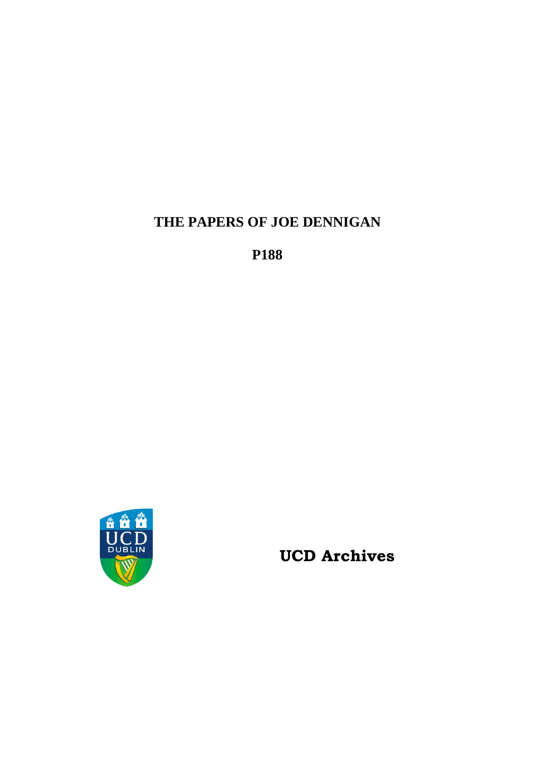# THE PAPERS OF JOE DENNIGAN

**P188**

**UCD Archives**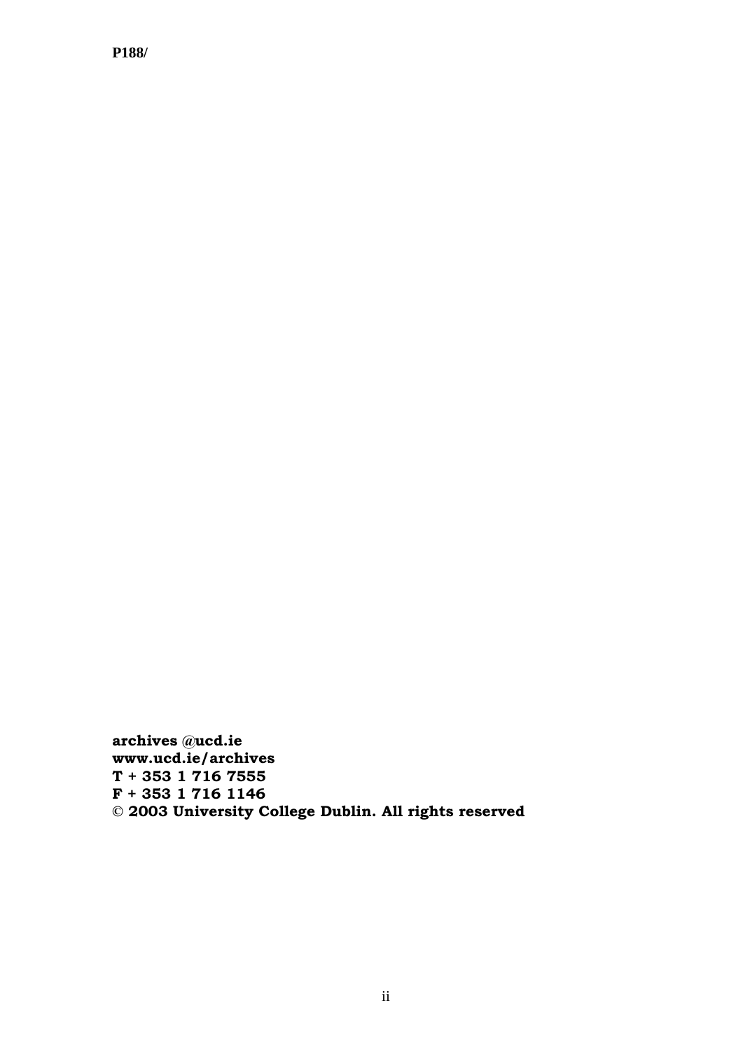**P188/**

**archives @ucd.ie**
**www.ucd.ie/archives**
**T + 353 1 716 7555**
**F + 353 1 716 1146**
**© 2003 University College Dublin. All rights reserved**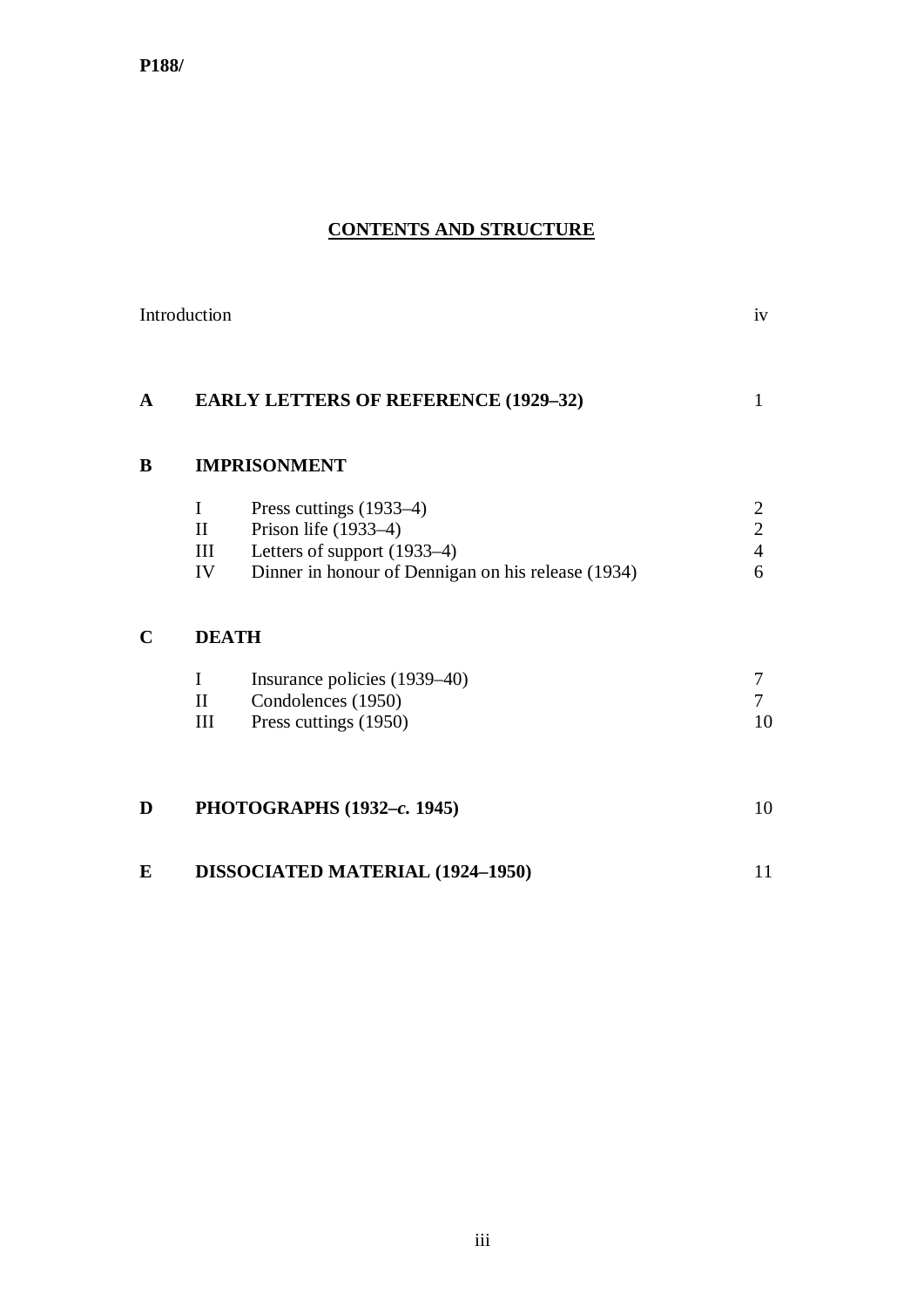## CONTENTS AND STRUCTURE

| | | | |
|---|---|---|---|
| Introduction | | | iv |
| **A** | **EARLY LETTERS OF REFERENCE (1929–32)** | | 1 |
| **B** | **IMPRISONMENT** | | |
| | I | Press cuttings (1933–4) | 2 |
| | II | Prison life (1933–4) | 2 |
| | III | Letters of support (1933–4) | 4 |
| | IV | Dinner in honour of Dennigan on his release (1934) | 6 |
| **C** | **DEATH** | | |
| | I | Insurance policies (1939–40) | 7 |
| | II | Condolences (1950) | 7 |
| | III | Press cuttings (1950) | 10 |
| **D** | **PHOTOGRAPHS (1932–*c.* 1945)** | | 10 |
| **E** | **DISSOCIATED MATERIAL (1924–1950)** | | 11 |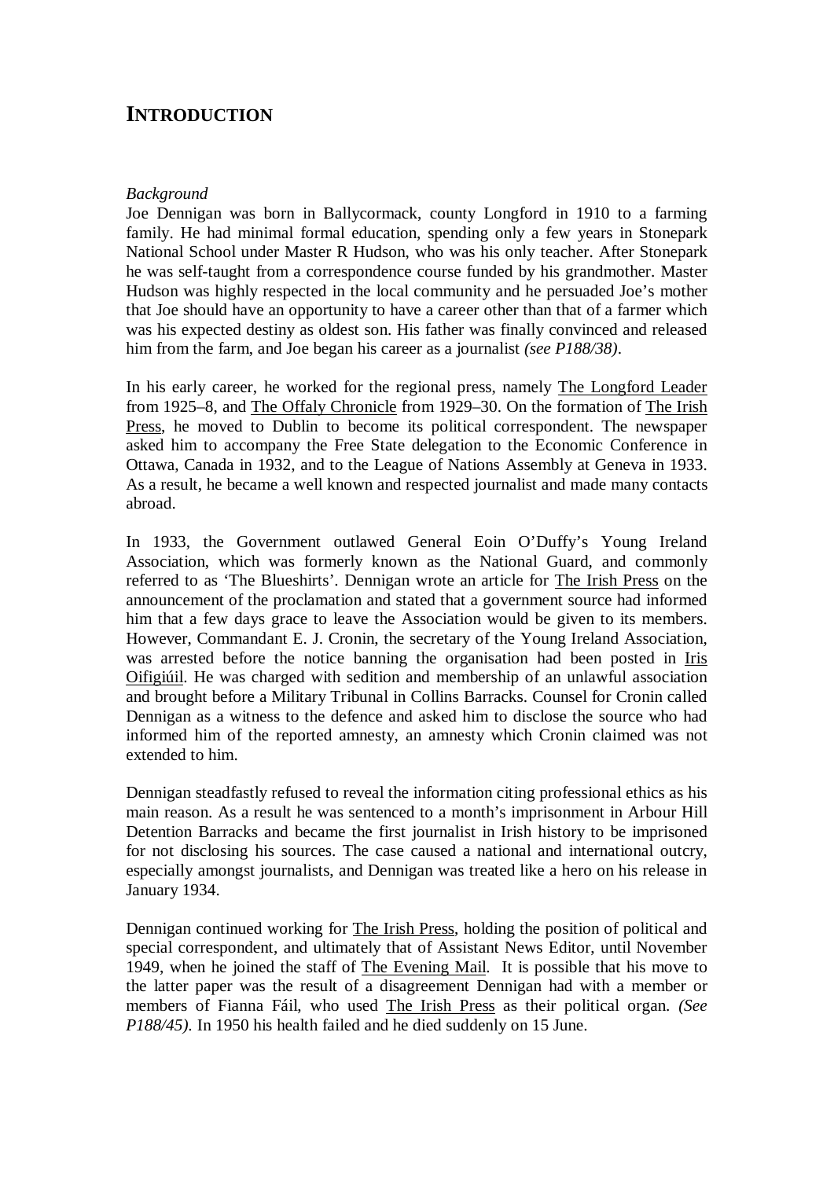# INTRODUCTION

*Background*

Joe Dennigan was born in Ballycormack, county Longford in 1910 to a farming family. He had minimal formal education, spending only a few years in Stonepark National School under Master R Hudson, who was his only teacher. After Stonepark he was self-taught from a correspondence course funded by his grandmother. Master Hudson was highly respected in the local community and he persuaded Joe's mother that Joe should have an opportunity to have a career other than that of a farmer which was his expected destiny as oldest son. His father was finally convinced and released him from the farm, and Joe began his career as a journalist *(see P188/38)*.

In his early career, he worked for the regional press, namely The Longford Leader from 1925–8, and The Offaly Chronicle from 1929–30. On the formation of The Irish Press, he moved to Dublin to become its political correspondent. The newspaper asked him to accompany the Free State delegation to the Economic Conference in Ottawa, Canada in 1932, and to the League of Nations Assembly at Geneva in 1933. As a result, he became a well known and respected journalist and made many contacts abroad.

In 1933, the Government outlawed General Eoin O'Duffy's Young Ireland Association, which was formerly known as the National Guard, and commonly referred to as 'The Blueshirts'. Dennigan wrote an article for The Irish Press on the announcement of the proclamation and stated that a government source had informed him that a few days grace to leave the Association would be given to its members. However, Commandant E. J. Cronin, the secretary of the Young Ireland Association, was arrested before the notice banning the organisation had been posted in Iris Oifigiúil. He was charged with sedition and membership of an unlawful association and brought before a Military Tribunal in Collins Barracks. Counsel for Cronin called Dennigan as a witness to the defence and asked him to disclose the source who had informed him of the reported amnesty, an amnesty which Cronin claimed was not extended to him.

Dennigan steadfastly refused to reveal the information citing professional ethics as his main reason. As a result he was sentenced to a month's imprisonment in Arbour Hill Detention Barracks and became the first journalist in Irish history to be imprisoned for not disclosing his sources. The case caused a national and international outcry, especially amongst journalists, and Dennigan was treated like a hero on his release in January 1934.

Dennigan continued working for The Irish Press, holding the position of political and special correspondent, and ultimately that of Assistant News Editor, until November 1949, when he joined the staff of The Evening Mail. It is possible that his move to the latter paper was the result of a disagreement Dennigan had with a member or members of Fianna Fáil, who used The Irish Press as their political organ. *(See P188/45)*. In 1950 his health failed and he died suddenly on 15 June.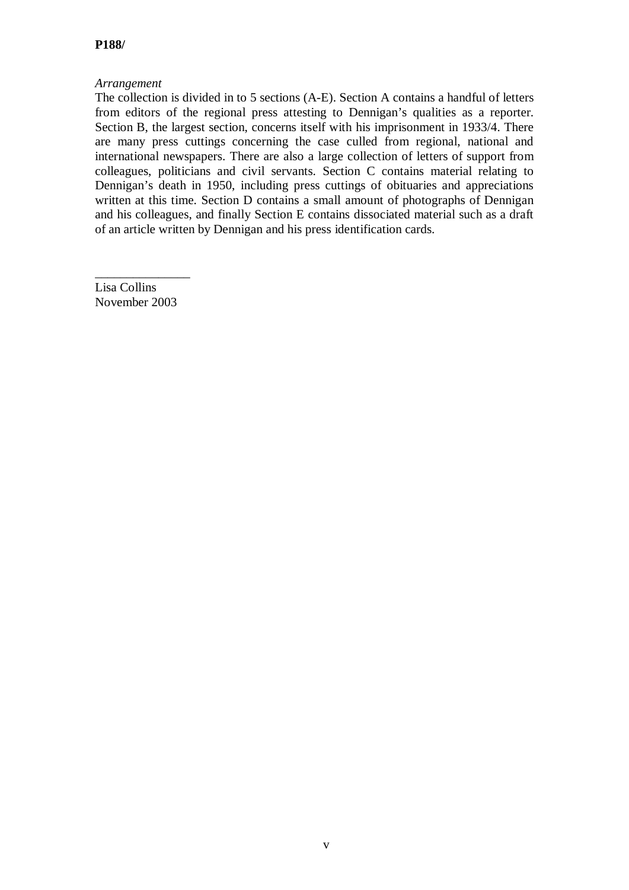*Arrangement*

The collection is divided in to 5 sections (A-E). Section A contains a handful of letters from editors of the regional press attesting to Dennigan's qualities as a reporter. Section B, the largest section, concerns itself with his imprisonment in 1933/4. There are many press cuttings concerning the case culled from regional, national and international newspapers. There are also a large collection of letters of support from colleagues, politicians and civil servants. Section C contains material relating to Dennigan's death in 1950, including press cuttings of obituaries and appreciations written at this time. Section D contains a small amount of photographs of Dennigan and his colleagues, and finally Section E contains dissociated material such as a draft of an article written by Dennigan and his press identification cards.

\_\_\_\_\_\_\_\_\_\_\_\_\_\_\_

Lisa Collins
November 2003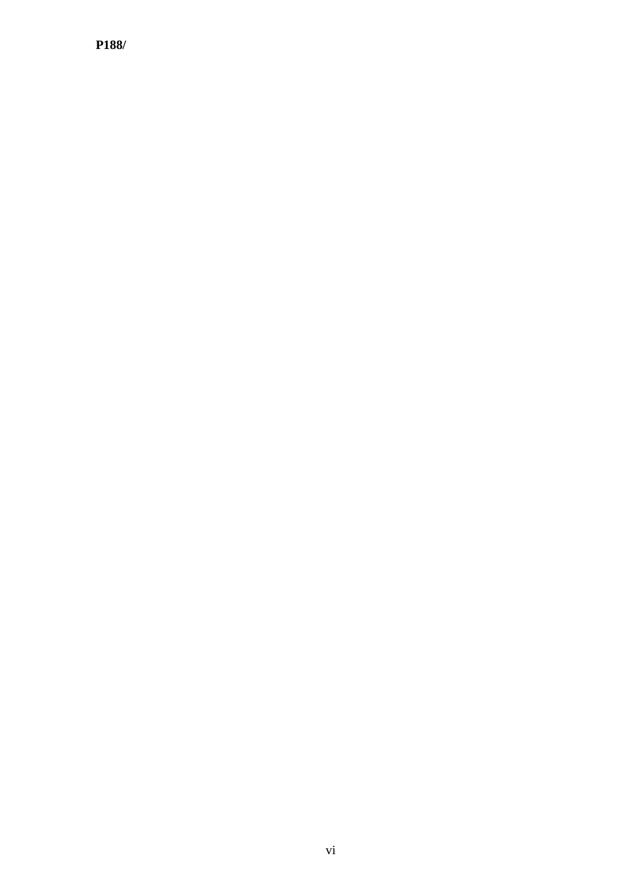**P188/**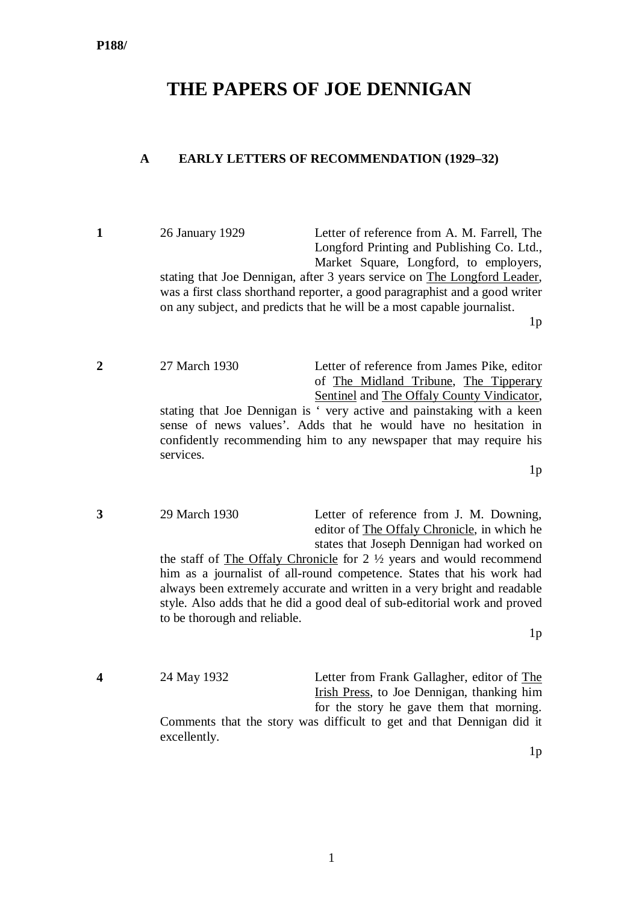P188/

# THE PAPERS OF JOE DENNIGAN

## A EARLY LETTERS OF RECOMMENDATION (1929–32)

**1** 26 January 1929

Letter of reference from A. M. Farrell, The Longford Printing and Publishing Co. Ltd., Market Square, Longford, to employers, stating that Joe Dennigan, after 3 years service on The Longford Leader, was a first class shorthand reporter, a good paragraphist and a good writer on any subject, and predicts that he will be a most capable journalist.

1p

**2** 27 March 1930

Letter of reference from James Pike, editor of The Midland Tribune, The Tipperary Sentinel and The Offaly County Vindicator, stating that Joe Dennigan is ' very active and painstaking with a keen sense of news values'. Adds that he would have no hesitation in confidently recommending him to any newspaper that may require his services.

1p

**3** 29 March 1930

Letter of reference from J. M. Downing, editor of The Offaly Chronicle, in which he states that Joseph Dennigan had worked on the staff of The Offaly Chronicle for 2 ½ years and would recommend him as a journalist of all-round competence. States that his work had always been extremely accurate and written in a very bright and readable style. Also adds that he did a good deal of sub-editorial work and proved to be thorough and reliable.

1p

**4** 24 May 1932

Letter from Frank Gallagher, editor of The Irish Press, to Joe Dennigan, thanking him for the story he gave them that morning. Comments that the story was difficult to get and that Dennigan did it excellently.

1p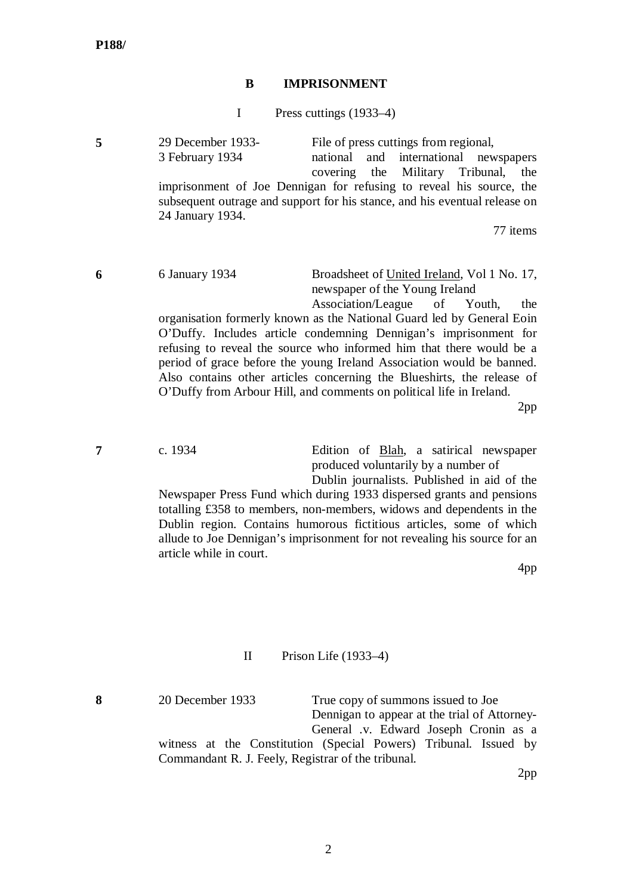**P188/**

## B IMPRISONMENT

### I Press cuttings (1933–4)

**5** | 29 December 1933-3 February 1934 | File of press cuttings from regional, national and international newspapers covering the Military Tribunal, the imprisonment of Joe Dennigan for refusing to reveal his source, the subsequent outrage and support for his stance, and his eventual release on 24 January 1934.

77 items

**6** | 6 January 1934 | Broadsheet of United Ireland, Vol 1 No. 17, newspaper of the Young Ireland Association/League of Youth, the organisation formerly known as the National Guard led by General Eoin O'Duffy. Includes article condemning Dennigan's imprisonment for refusing to reveal the source who informed him that there would be a period of grace before the young Ireland Association would be banned. Also contains other articles concerning the Blueshirts, the release of O'Duffy from Arbour Hill, and comments on political life in Ireland.

2pp

**7** | c. 1934 | Edition of Blah, a satirical newspaper produced voluntarily by a number of Dublin journalists. Published in aid of the Newspaper Press Fund which during 1933 dispersed grants and pensions totalling £358 to members, non-members, widows and dependents in the Dublin region. Contains humorous fictitious articles, some of which allude to Joe Dennigan's imprisonment for not revealing his source for an article while in court.

4pp

### II Prison Life (1933–4)

**8** | 20 December 1933 | True copy of summons issued to Joe Dennigan to appear at the trial of Attorney-General .v. Edward Joseph Cronin as a witness at the Constitution (Special Powers) Tribunal. Issued by Commandant R. J. Feely, Registrar of the tribunal.

2pp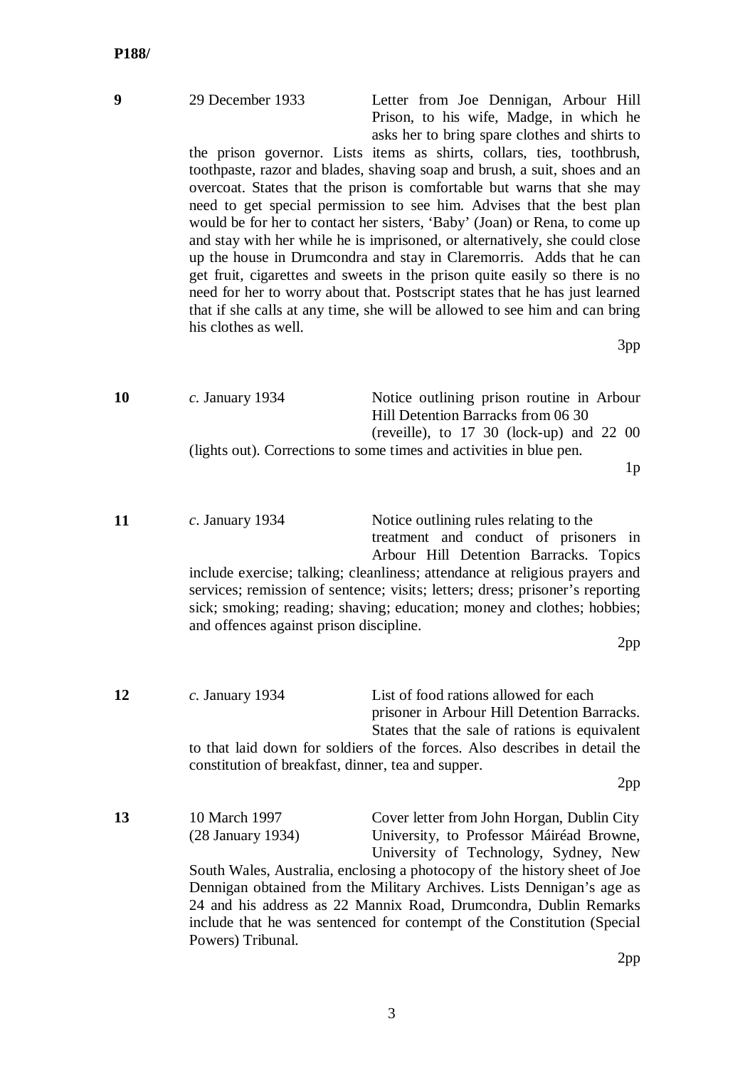**P188/**

**9** 29 December 1933

Letter from Joe Dennigan, Arbour Hill Prison, to his wife, Madge, in which he asks her to bring spare clothes and shirts to the prison governor. Lists items as shirts, collars, ties, toothbrush, toothpaste, razor and blades, shaving soap and brush, a suit, shoes and an overcoat. States that the prison is comfortable but warns that she may need to get special permission to see him. Advises that the best plan would be for her to contact her sisters, 'Baby' (Joan) or Rena, to come up and stay with her while he is imprisoned, or alternatively, she could close up the house in Drumcondra and stay in Claremorris. Adds that he can get fruit, cigarettes and sweets in the prison quite easily so there is no need for her to worry about that. Postscript states that he has just learned that if she calls at any time, she will be allowed to see him and can bring his clothes as well.

3pp

**10** *c.* January 1934

Notice outlining prison routine in Arbour Hill Detention Barracks from 06 30 (reveille), to 17 30 (lock-up) and 22 00 (lights out). Corrections to some times and activities in blue pen.

1p

**11** *c*. January 1934

Notice outlining rules relating to the treatment and conduct of prisoners in Arbour Hill Detention Barracks. Topics include exercise; talking; cleanliness; attendance at religious prayers and services; remission of sentence; visits; letters; dress; prisoner's reporting sick; smoking; reading; shaving; education; money and clothes; hobbies; and offences against prison discipline.

2pp

**12** *c*. January 1934

List of food rations allowed for each prisoner in Arbour Hill Detention Barracks. States that the sale of rations is equivalent to that laid down for soldiers of the forces. Also describes in detail the constitution of breakfast, dinner, tea and supper.

2pp

**13** 10 March 1997 (28 January 1934)

Cover letter from John Horgan, Dublin City University, to Professor Máiréad Browne, University of Technology, Sydney, New South Wales, Australia, enclosing a photocopy of the history sheet of Joe Dennigan obtained from the Military Archives. Lists Dennigan's age as 24 and his address as 22 Mannix Road, Drumcondra, Dublin Remarks include that he was sentenced for contempt of the Constitution (Special Powers) Tribunal.

2pp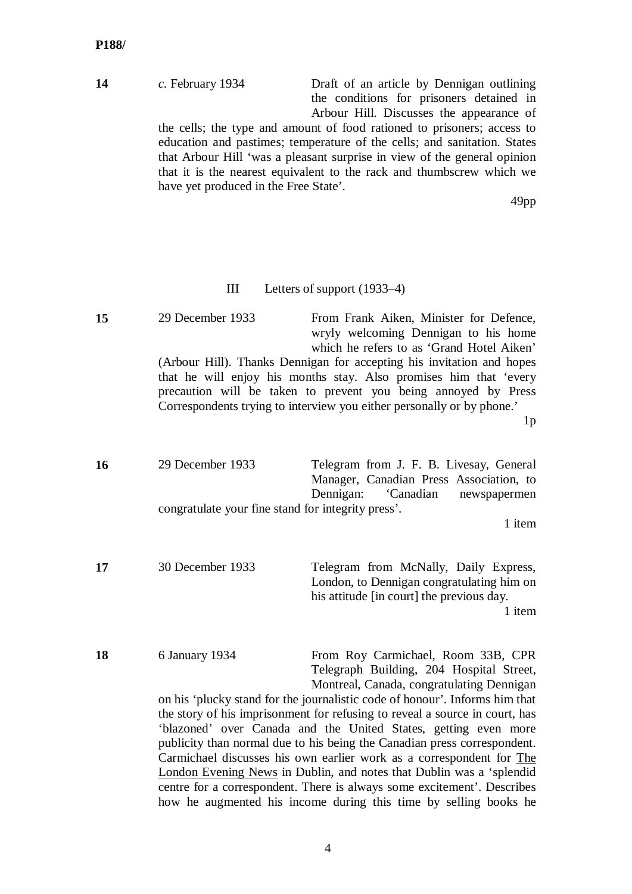**14** *c.* February 1934

Draft of an article by Dennigan outlining the conditions for prisoners detained in Arbour Hill. Discusses the appearance of the cells; the type and amount of food rationed to prisoners; access to education and pastimes; temperature of the cells; and sanitation. States that Arbour Hill 'was a pleasant surprise in view of the general opinion that it is the nearest equivalent to the rack and thumbscrew which we have yet produced in the Free State'.

49pp

## III Letters of support (1933–4)

**15** 29 December 1933

From Frank Aiken, Minister for Defence, wryly welcoming Dennigan to his home which he refers to as 'Grand Hotel Aiken' (Arbour Hill). Thanks Dennigan for accepting his invitation and hopes that he will enjoy his months stay. Also promises him that 'every precaution will be taken to prevent you being annoyed by Press Correspondents trying to interview you either personally or by phone.'

1p

**16** 29 December 1933

Telegram from J. F. B. Livesay, General Manager, Canadian Press Association, to Dennigan: 'Canadian newspapermen congratulate your fine stand for integrity press'.

1 item

**17** 30 December 1933

Telegram from McNally, Daily Express, London, to Dennigan congratulating him on his attitude [in court] the previous day.

1 item

**18** 6 January 1934

From Roy Carmichael, Room 33B, CPR Telegraph Building, 204 Hospital Street, Montreal, Canada, congratulating Dennigan on his 'plucky stand for the journalistic code of honour'. Informs him that the story of his imprisonment for refusing to reveal a source in court, has 'blazoned' over Canada and the United States, getting even more publicity than normal due to his being the Canadian press correspondent. Carmichael discusses his own earlier work as a correspondent for The London Evening News in Dublin, and notes that Dublin was a 'splendid centre for a correspondent. There is always some excitement'. Describes how he augmented his income during this time by selling books he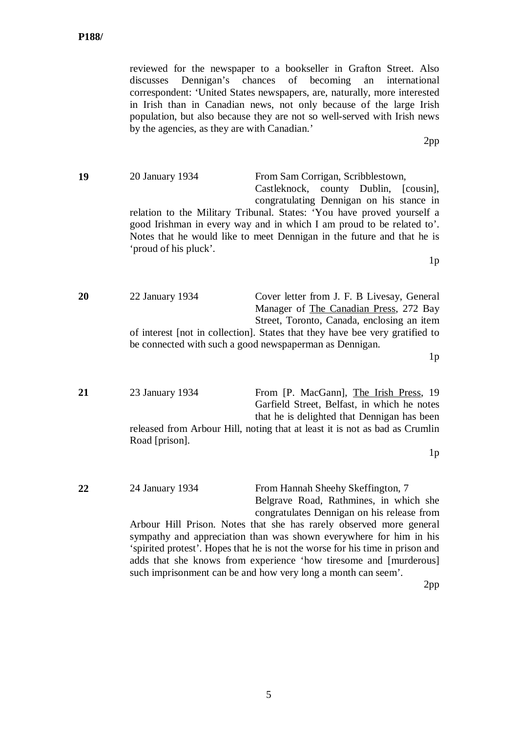reviewed for the newspaper to a bookseller in Grafton Street. Also discusses Dennigan's chances of becoming an international correspondent: 'United States newspapers, are, naturally, more interested in Irish than in Canadian news, not only because of the large Irish population, but also because they are not so well-served with Irish news by the agencies, as they are with Canadian.'

2pp

**19** 20 January 1934 — From Sam Corrigan, Scribblestown, Castleknock, county Dublin, [cousin], congratulating Dennigan on his stance in relation to the Military Tribunal. States: 'You have proved yourself a good Irishman in every way and in which I am proud to be related to'. Notes that he would like to meet Dennigan in the future and that he is 'proud of his pluck'.

1p

**20** 22 January 1934 — Cover letter from J. F. B Livesay, General Manager of The Canadian Press, 272 Bay Street, Toronto, Canada, enclosing an item of interest [not in collection]. States that they have bee very gratified to be connected with such a good newspaperman as Dennigan.

1p

**21** 23 January 1934 — From [P. MacGann], The Irish Press, 19 Garfield Street, Belfast, in which he notes that he is delighted that Dennigan has been released from Arbour Hill, noting that at least it is not as bad as Crumlin Road [prison].

1p

**22** 24 January 1934 — From Hannah Sheehy Skeffington, 7 Belgrave Road, Rathmines, in which she congratulates Dennigan on his release from Arbour Hill Prison. Notes that she has rarely observed more general sympathy and appreciation than was shown everywhere for him in his 'spirited protest'. Hopes that he is not the worse for his time in prison and adds that she knows from experience 'how tiresome and [murderous] such imprisonment can be and how very long a month can seem'.

2pp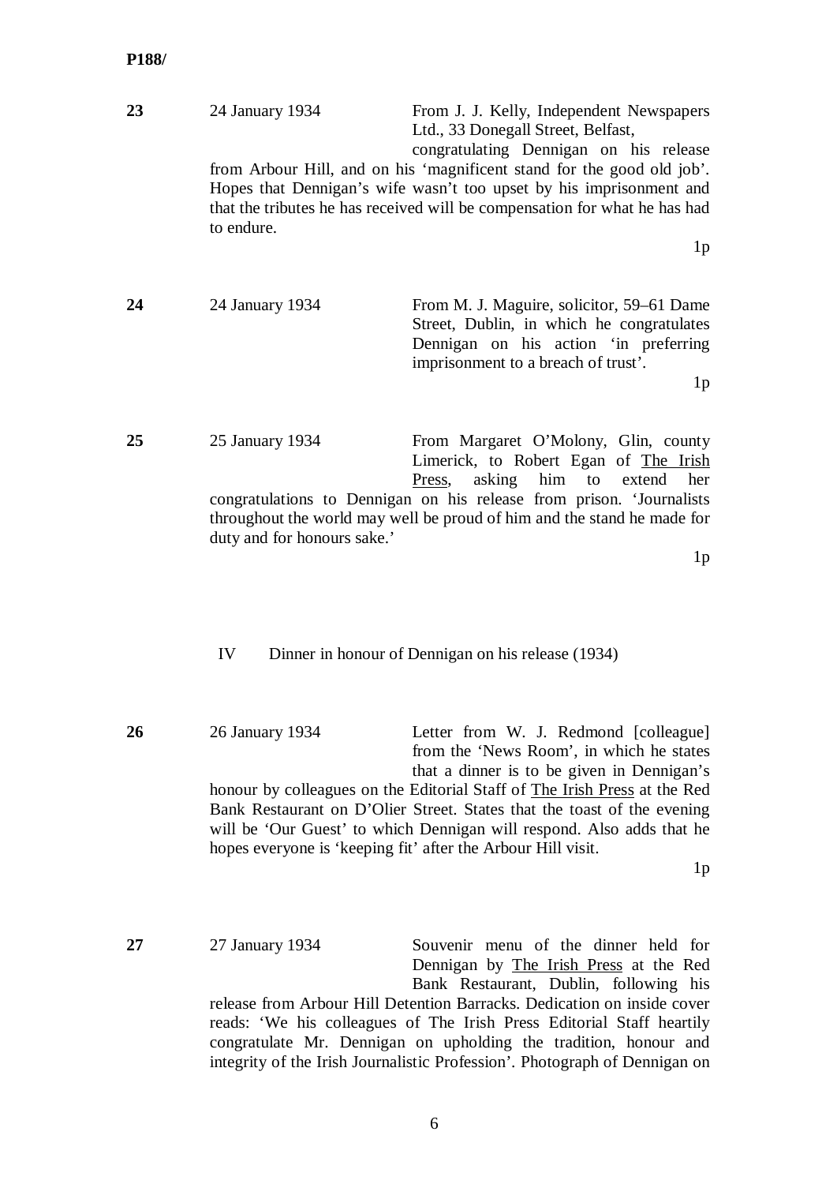**P188/**

**23** 24 January 1934 From J. J. Kelly, Independent Newspapers Ltd., 33 Donegall Street, Belfast, congratulating Dennigan on his release from Arbour Hill, and on his 'magnificent stand for the good old job'. Hopes that Dennigan's wife wasn't too upset by his imprisonment and that the tributes he has received will be compensation for what he has had to endure.

1p

**24** 24 January 1934 From M. J. Maguire, solicitor, 59–61 Dame Street, Dublin, in which he congratulates Dennigan on his action 'in preferring imprisonment to a breach of trust'.

1p

**25** 25 January 1934 From Margaret O'Molony, Glin, county Limerick, to Robert Egan of The Irish Press, asking him to extend her congratulations to Dennigan on his release from prison. 'Journalists throughout the world may well be proud of him and the stand he made for duty and for honours sake.'

1p

## IV Dinner in honour of Dennigan on his release (1934)

**26** 26 January 1934 Letter from W. J. Redmond [colleague] from the 'News Room', in which he states that a dinner is to be given in Dennigan's honour by colleagues on the Editorial Staff of The Irish Press at the Red Bank Restaurant on D'Olier Street. States that the toast of the evening will be 'Our Guest' to which Dennigan will respond. Also adds that he hopes everyone is 'keeping fit' after the Arbour Hill visit.

1p

**27** 27 January 1934 Souvenir menu of the dinner held for Dennigan by The Irish Press at the Red Bank Restaurant, Dublin, following his release from Arbour Hill Detention Barracks. Dedication on inside cover reads: 'We his colleagues of The Irish Press Editorial Staff heartily congratulate Mr. Dennigan on upholding the tradition, honour and integrity of the Irish Journalistic Profession'. Photograph of Dennigan on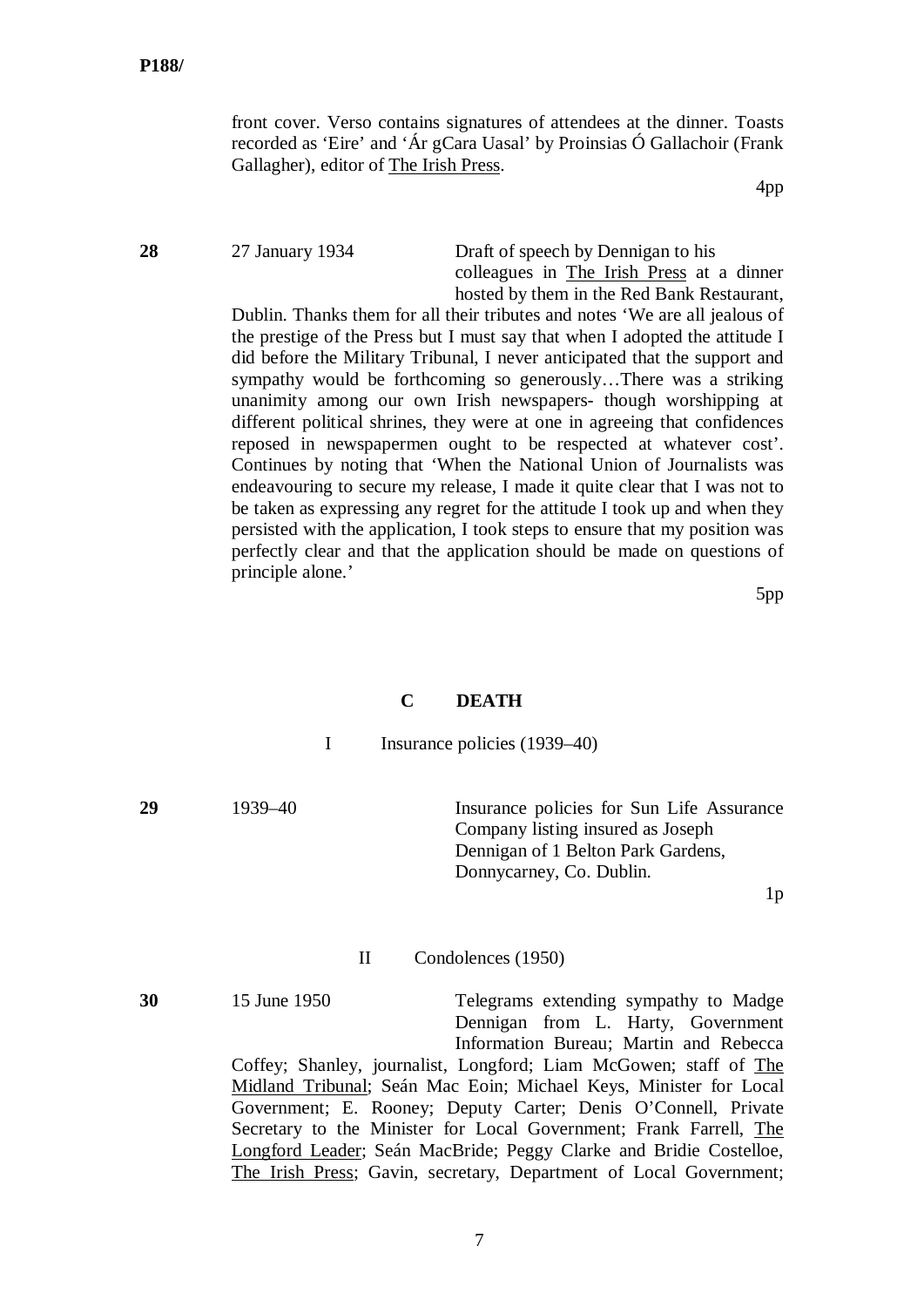front cover. Verso contains signatures of attendees at the dinner. Toasts recorded as 'Eire' and 'Ár gCara Uasal' by Proinsias Ó Gallachoir (Frank Gallagher), editor of The Irish Press.

4pp

**28** 27 January 1934 Draft of speech by Dennigan to his colleagues in The Irish Press at a dinner hosted by them in the Red Bank Restaurant, Dublin. Thanks them for all their tributes and notes 'We are all jealous of the prestige of the Press but I must say that when I adopted the attitude I did before the Military Tribunal, I never anticipated that the support and sympathy would be forthcoming so generously…There was a striking unanimity among our own Irish newspapers- though worshipping at different political shrines, they were at one in agreeing that confidences reposed in newspapermen ought to be respected at whatever cost'. Continues by noting that 'When the National Union of Journalists was endeavouring to secure my release, I made it quite clear that I was not to be taken as expressing any regret for the attitude I took up and when they persisted with the application, I took steps to ensure that my position was perfectly clear and that the application should be made on questions of principle alone.'

5pp

## C DEATH

### I Insurance policies (1939–40)

**29** 1939–40 Insurance policies for Sun Life Assurance Company listing insured as Joseph Dennigan of 1 Belton Park Gardens, Donnycarney, Co. Dublin.

1p

### II Condolences (1950)

**30** 15 June 1950 Telegrams extending sympathy to Madge Dennigan from L. Harty, Government Information Bureau; Martin and Rebecca Coffey; Shanley, journalist, Longford; Liam McGowen; staff of The Midland Tribunal; Seán Mac Eoin; Michael Keys, Minister for Local Government; E. Rooney; Deputy Carter; Denis O'Connell, Private Secretary to the Minister for Local Government; Frank Farrell, The Longford Leader; Seán MacBride; Peggy Clarke and Bridie Costelloe, The Irish Press; Gavin, secretary, Department of Local Government;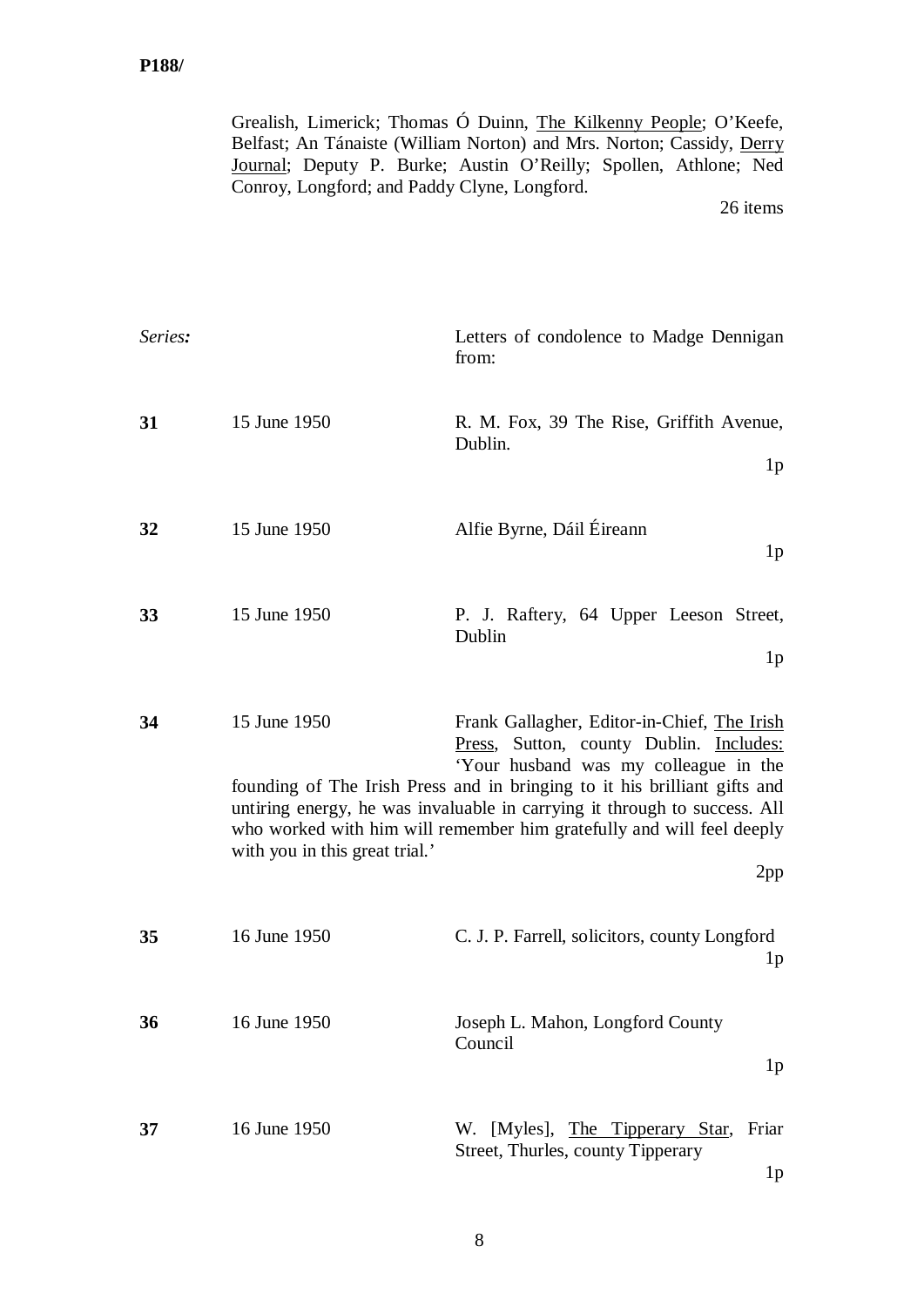Grealish, Limerick; Thomas Ó Duinn, The Kilkenny People; O'Keefe, Belfast; An Tánaiste (William Norton) and Mrs. Norton; Cassidy, Derry Journal; Deputy P. Burke; Austin O'Reilly; Spollen, Athlone; Ned Conroy, Longford; and Paddy Clyne, Longford.

26 items

*Series:* Letters of condolence to Madge Dennigan from:

**31** 15 June 1950 — R. M. Fox, 39 The Rise, Griffith Avenue, Dublin.

1p

**32** 15 June 1950 — Alfie Byrne, Dáil Éireann

1p

**33** 15 June 1950 — P. J. Raftery, 64 Upper Leeson Street, Dublin

1p

**34** 15 June 1950 — Frank Gallagher, Editor-in-Chief, The Irish Press, Sutton, county Dublin. Includes: 'Your husband was my colleague in the founding of The Irish Press and in bringing to it his brilliant gifts and untiring energy, he was invaluable in carrying it through to success. All who worked with him will remember him gratefully and will feel deeply with you in this great trial.'

2pp

**35** 16 June 1950 — C. J. P. Farrell, solicitors, county Longford

1p

**36** 16 June 1950 — Joseph L. Mahon, Longford County Council

1p

**37** 16 June 1950 — W. [Myles], The Tipperary Star, Friar Street, Thurles, county Tipperary

1p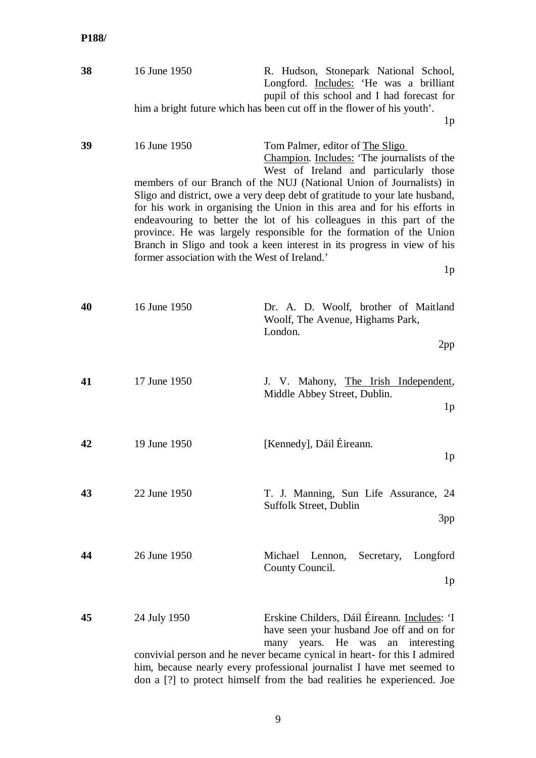**38** 16 June 1950 R. Hudson, Stonepark National School, Longford. Includes: 'He was a brilliant pupil of this school and I had forecast for him a bright future which has been cut off in the flower of his youth'.

1p

**39** 16 June 1950 Tom Palmer, editor of The Sligo Champion. Includes: 'The journalists of the West of Ireland and particularly those members of our Branch of the NUJ (National Union of Journalists) in Sligo and district, owe a very deep debt of gratitude to your late husband, for his work in organising the Union in this area and for his efforts in endeavouring to better the lot of his colleagues in this part of the province. He was largely responsible for the formation of the Union Branch in Sligo and took a keen interest in its progress in view of his former association with the West of Ireland.'

1p

**40** 16 June 1950 Dr. A. D. Woolf, brother of Maitland Woolf, The Avenue, Highams Park, London.

2pp

**41** 17 June 1950 J. V. Mahony, The Irish Independent, Middle Abbey Street, Dublin.

1p

**42** 19 June 1950 [Kennedy], Dáil Éireann.

1p

**43** 22 June 1950 T. J. Manning, Sun Life Assurance, 24 Suffolk Street, Dublin

3pp

**44** 26 June 1950 Michael Lennon, Secretary, Longford County Council.

1p

**45** 24 July 1950 Erskine Childers, Dáil Éireann. Includes: 'I have seen your husband Joe off and on for many years. He was an interesting convivial person and he never became cynical in heart- for this I admired him, because nearly every professional journalist I have met seemed to don a [?] to protect himself from the bad realities he experienced. Joe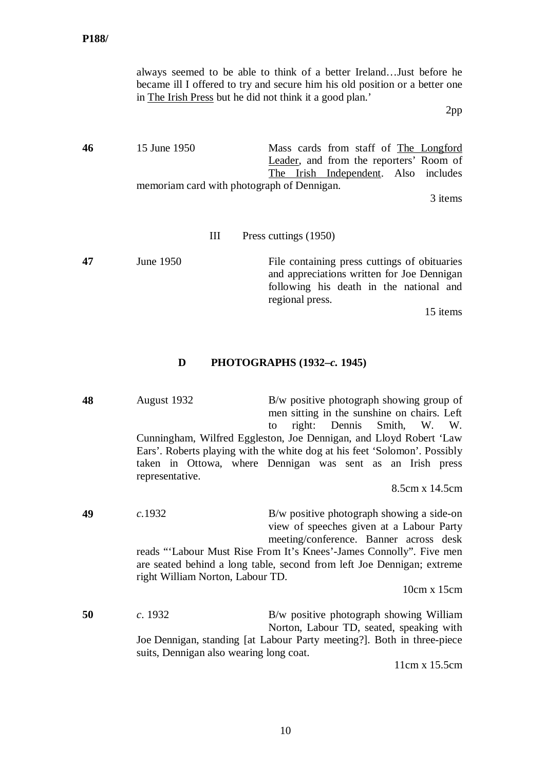always seemed to be able to think of a better Ireland…Just before he became ill I offered to try and secure him his old position or a better one in The Irish Press but he did not think it a good plan.'

2pp

**46** 15 June 1950 Mass cards from staff of The Longford Leader, and from the reporters' Room of The Irish Independent. Also includes memoriam card with photograph of Dennigan.

3 items

III Press cuttings (1950)

**47** June 1950 File containing press cuttings of obituaries and appreciations written for Joe Dennigan following his death in the national and regional press.

15 items

## D PHOTOGRAPHS (1932–*c.* 1945)

**48** August 1932 B/w positive photograph showing group of men sitting in the sunshine on chairs. Left to right: Dennis Smith, W. W. Cunningham, Wilfred Eggleston, Joe Dennigan, and Lloyd Robert 'Law Ears'. Roberts playing with the white dog at his feet 'Solomon'. Possibly taken in Ottowa, where Dennigan was sent as an Irish press representative.

8.5cm x 14.5cm

**49** *c.*1932 B/w positive photograph showing a side-on view of speeches given at a Labour Party meeting/conference. Banner across desk reads "'Labour Must Rise From It's Knees'-James Connolly". Five men are seated behind a long table, second from left Joe Dennigan; extreme right William Norton, Labour TD.

10cm x 15cm

**50** *c.* 1932 B/w positive photograph showing William Norton, Labour TD, seated, speaking with Joe Dennigan, standing [at Labour Party meeting?]. Both in three-piece suits, Dennigan also wearing long coat.

11cm x 15.5cm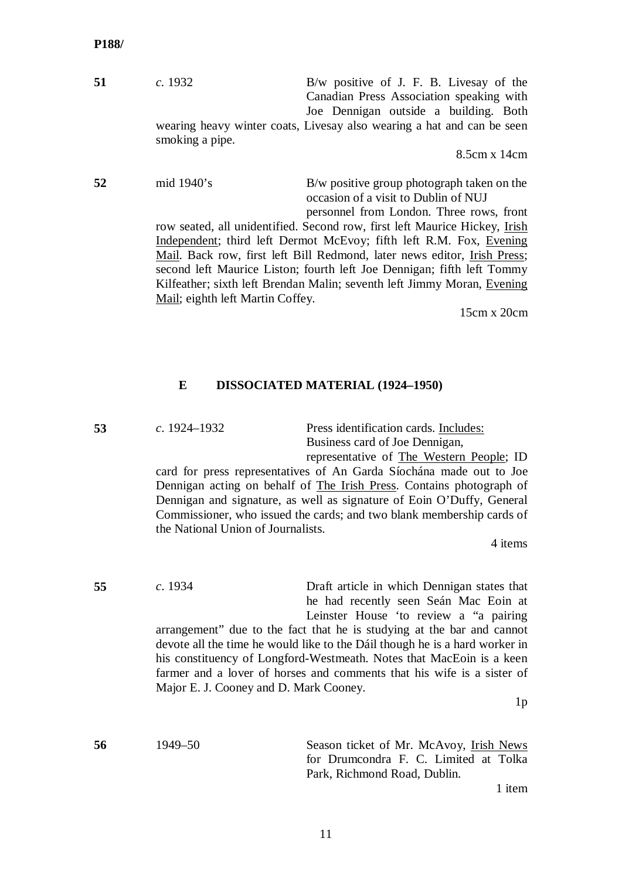**51** *c.* 1932

B/w positive of J. F. B. Livesay of the Canadian Press Association speaking with Joe Dennigan outside a building. Both wearing heavy winter coats, Livesay also wearing a hat and can be seen smoking a pipe.

8.5cm x 14cm

**52** mid 1940's

B/w positive group photograph taken on the occasion of a visit to Dublin of NUJ personnel from London. Three rows, front row seated, all unidentified. Second row, first left Maurice Hickey, Irish Independent; third left Dermot McEvoy; fifth left R.M. Fox, Evening Mail. Back row, first left Bill Redmond, later news editor, Irish Press; second left Maurice Liston; fourth left Joe Dennigan; fifth left Tommy Kilfeather; sixth left Brendan Malin; seventh left Jimmy Moran, Evening Mail; eighth left Martin Coffey.

15cm x 20cm

## E DISSOCIATED MATERIAL (1924–1950)

**53** *c*. 1924–1932

Press identification cards. Includes: Business card of Joe Dennigan, representative of The Western People; ID card for press representatives of An Garda Síochána made out to Joe Dennigan acting on behalf of The Irish Press. Contains photograph of Dennigan and signature, as well as signature of Eoin O'Duffy, General Commissioner, who issued the cards; and two blank membership cards of the National Union of Journalists.

4 items

**55** *c*. 1934

Draft article in which Dennigan states that he had recently seen Seán Mac Eoin at Leinster House 'to review a "a pairing arrangement" due to the fact that he is studying at the bar and cannot devote all the time he would like to the Dáil though he is a hard worker in his constituency of Longford-Westmeath. Notes that MacEoin is a keen farmer and a lover of horses and comments that his wife is a sister of Major E. J. Cooney and D. Mark Cooney.

1p

**56** 1949–50

Season ticket of Mr. McAvoy, Irish News for Drumcondra F. C. Limited at Tolka Park, Richmond Road, Dublin.

1 item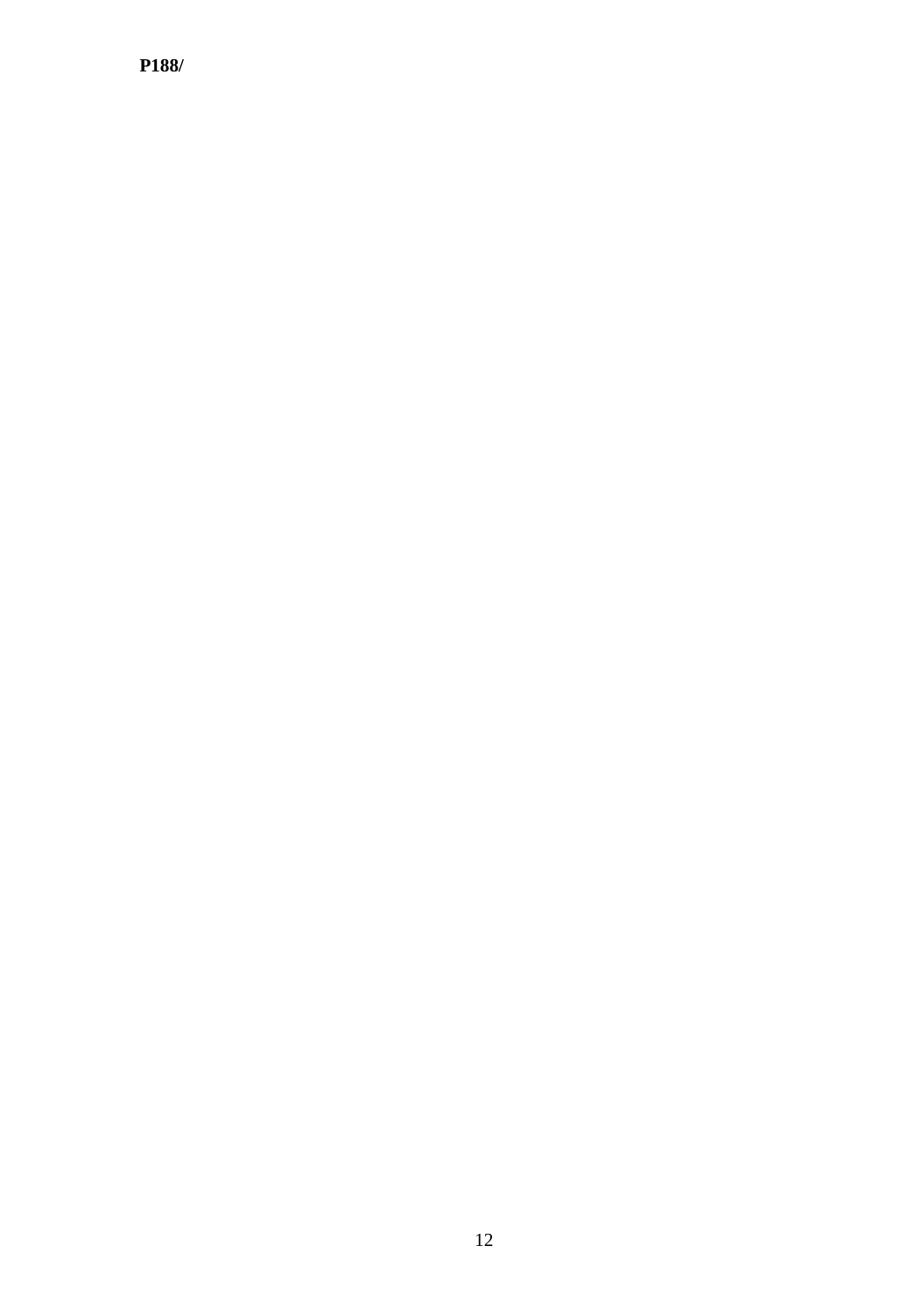**P188/**